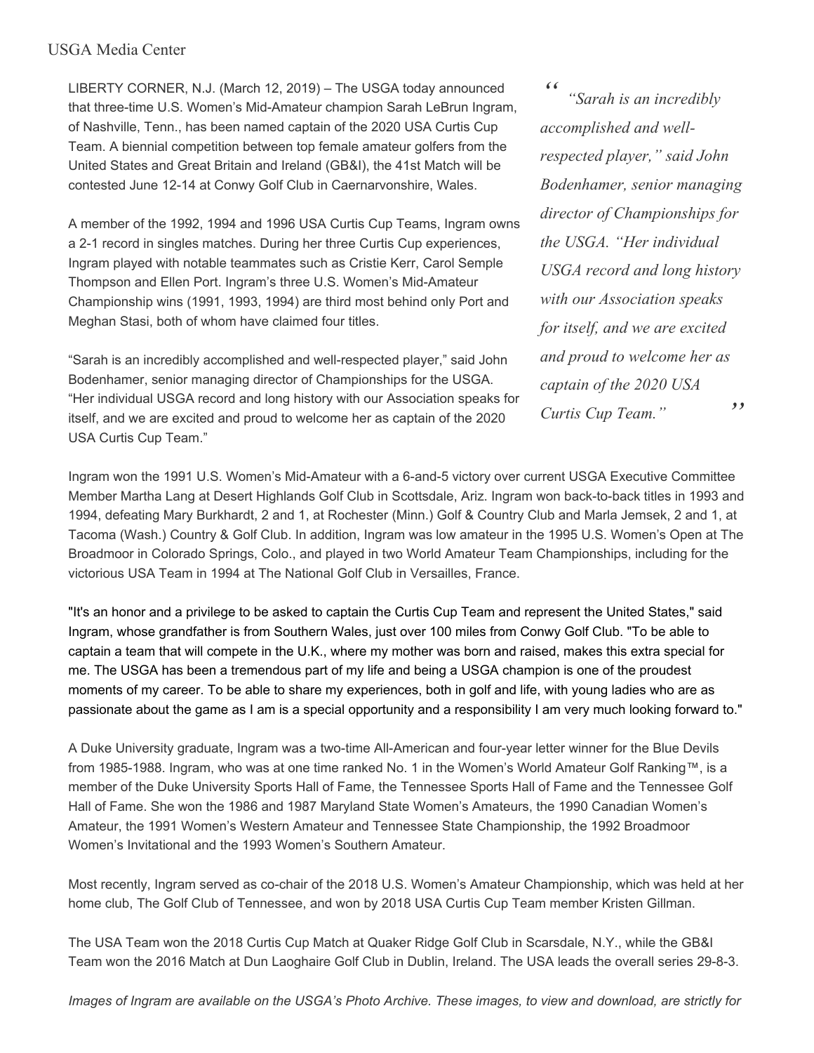USGA Media Center

LIBERTY CORNER, N.J. (March 12, 2019) – The USGA today announced that three-time U.S. Women's Mid-Amateur champion Sarah LeBrun Ingram, of Nashville, Tenn., has been named captain of the 2020 USA Curtis Cup Team. A biennial competition between top female amateur golfers from the United States and Great Britain and Ireland (GB&I), the 41st Match will be contested June 12-14 at Conwy Golf Club in Caernarvonshire, Wales.

A member of the 1992, 1994 and 1996 USA Curtis Cup Teams, Ingram owns a 2-1 record in singles matches. During her three Curtis Cup experiences, Ingram played with notable teammates such as Cristie Kerr, Carol Semple Thompson and Ellen Port. Ingram's three U.S. Women's Mid-Amateur Championship wins (1991, 1993, 1994) are third most behind only Port and Meghan Stasi, both of whom have claimed four titles.

"Sarah is an incredibly accomplished and well-respected player," said John Bodenhamer, senior managing director of Championships for the USGA. "Her individual USGA record and long history with our Association speaks for itself, and we are excited and proud to welcome her as captain of the 2020 USA Curtis Cup Team."

> *"Sarah is an incredibly accomplished and well-respected player," said John Bodenhamer, senior managing director of Championships for the USGA. "Her individual USGA record and long history with our Association speaks for itself, and we are excited and proud to welcome her as captain of the 2020 USA Curtis Cup Team."*

Ingram won the 1991 U.S. Women's Mid-Amateur with a 6-and-5 victory over current USGA Executive Committee Member Martha Lang at Desert Highlands Golf Club in Scottsdale, Ariz. Ingram won back-to-back titles in 1993 and 1994, defeating Mary Burkhardt, 2 and 1, at Rochester (Minn.) Golf & Country Club and Marla Jemsek, 2 and 1, at Tacoma (Wash.) Country & Golf Club. In addition, Ingram was low amateur in the 1995 U.S. Women's Open at The Broadmoor in Colorado Springs, Colo., and played in two World Amateur Team Championships, including for the victorious USA Team in 1994 at The National Golf Club in Versailles, France.

"It's an honor and a privilege to be asked to captain the Curtis Cup Team and represent the United States," said Ingram, whose grandfather is from Southern Wales, just over 100 miles from Conwy Golf Club. "To be able to captain a team that will compete in the U.K., where my mother was born and raised, makes this extra special for me. The USGA has been a tremendous part of my life and being a USGA champion is one of the proudest moments of my career. To be able to share my experiences, both in golf and life, with young ladies who are as passionate about the game as I am is a special opportunity and a responsibility I am very much looking forward to."

A Duke University graduate, Ingram was a two-time All-American and four-year letter winner for the Blue Devils from 1985-1988. Ingram, who was at one time ranked No. 1 in the Women's World Amateur Golf Ranking™, is a member of the Duke University Sports Hall of Fame, the Tennessee Sports Hall of Fame and the Tennessee Golf Hall of Fame. She won the 1986 and 1987 Maryland State Women's Amateurs, the 1990 Canadian Women's Amateur, the 1991 Women's Western Amateur and Tennessee State Championship, the 1992 Broadmoor Women's Invitational and the 1993 Women's Southern Amateur.

Most recently, Ingram served as co-chair of the 2018 U.S. Women's Amateur Championship, which was held at her home club, The Golf Club of Tennessee, and won by 2018 USA Curtis Cup Team member Kristen Gillman.

The USA Team won the 2018 Curtis Cup Match at Quaker Ridge Golf Club in Scarsdale, N.Y., while the GB&I Team won the 2016 Match at Dun Laoghaire Golf Club in Dublin, Ireland. The USA leads the overall series 29-8-3.

*Images of Ingram are available on the USGA's Photo Archive. These images, to view and download, are strictly for*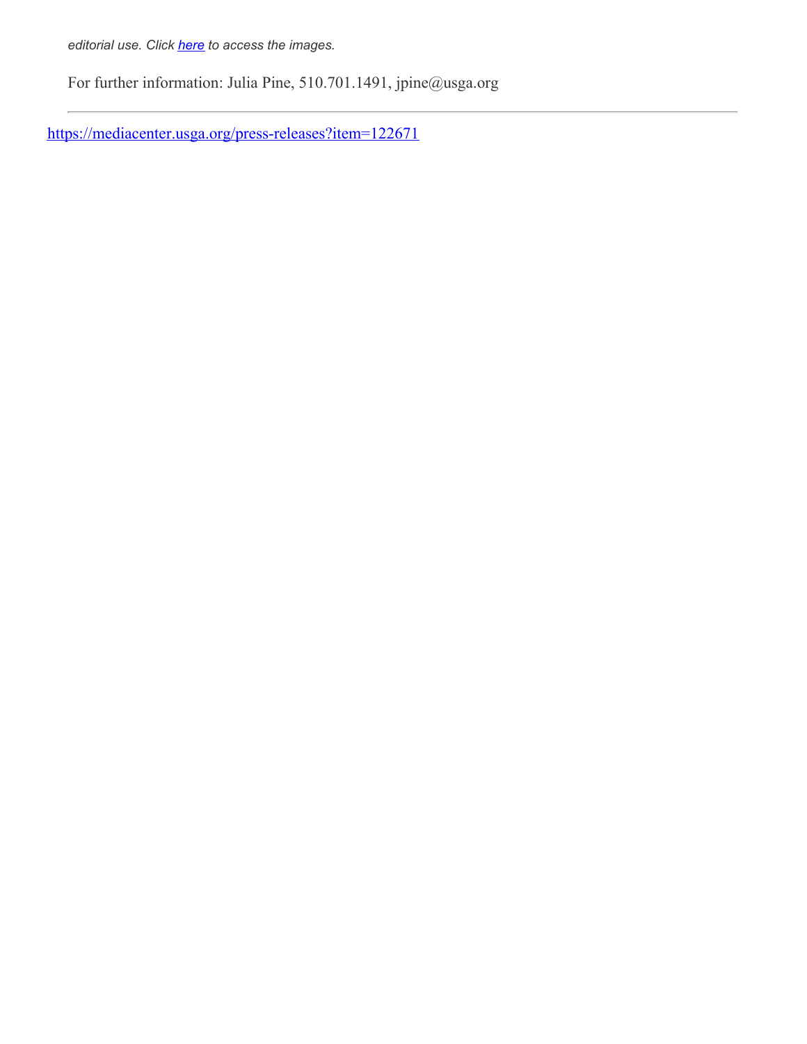*editorial use. Click [here]() to access the images.*

For further information: Julia Pine, 510.701.1491, jpine@usga.org

---

https://mediacenter.usga.org/press-releases?item=122671